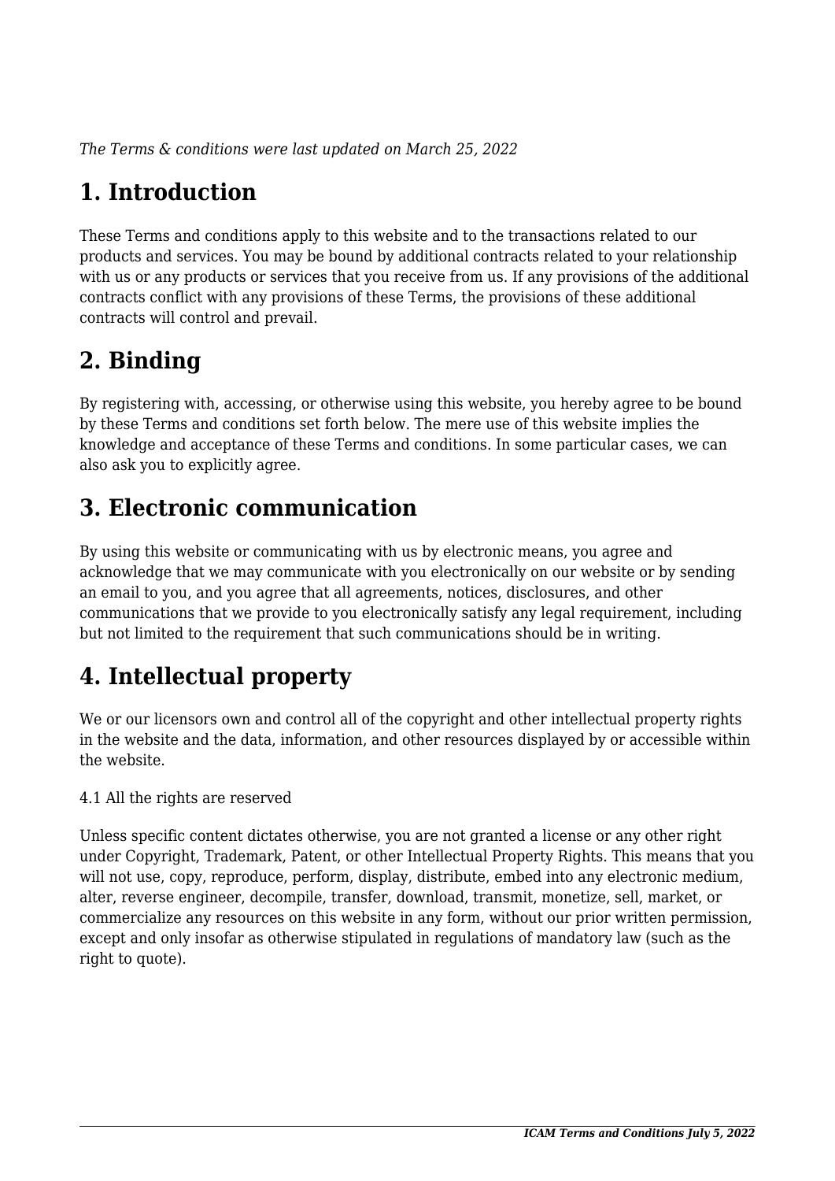*The Terms & conditions were last updated on March 25, 2022*

# 1. Introduction

These Terms and conditions apply to this website and to the transactions related to our products and services. You may be bound by additional contracts related to your relationship with us or any products or services that you receive from us. If any provisions of the additional contracts conflict with any provisions of these Terms, the provisions of these additional contracts will control and prevail.

# 2. Binding

By registering with, accessing, or otherwise using this website, you hereby agree to be bound by these Terms and conditions set forth below. The mere use of this website implies the knowledge and acceptance of these Terms and conditions. In some particular cases, we can also ask you to explicitly agree.

# 3. Electronic communication

By using this website or communicating with us by electronic means, you agree and acknowledge that we may communicate with you electronically on our website or by sending an email to you, and you agree that all agreements, notices, disclosures, and other communications that we provide to you electronically satisfy any legal requirement, including but not limited to the requirement that such communications should be in writing.

# 4. Intellectual property

We or our licensors own and control all of the copyright and other intellectual property rights in the website and the data, information, and other resources displayed by or accessible within the website.

4.1 All the rights are reserved

Unless specific content dictates otherwise, you are not granted a license or any other right under Copyright, Trademark, Patent, or other Intellectual Property Rights. This means that you will not use, copy, reproduce, perform, display, distribute, embed into any electronic medium, alter, reverse engineer, decompile, transfer, download, transmit, monetize, sell, market, or commercialize any resources on this website in any form, without our prior written permission, except and only insofar as otherwise stipulated in regulations of mandatory law (such as the right to quote).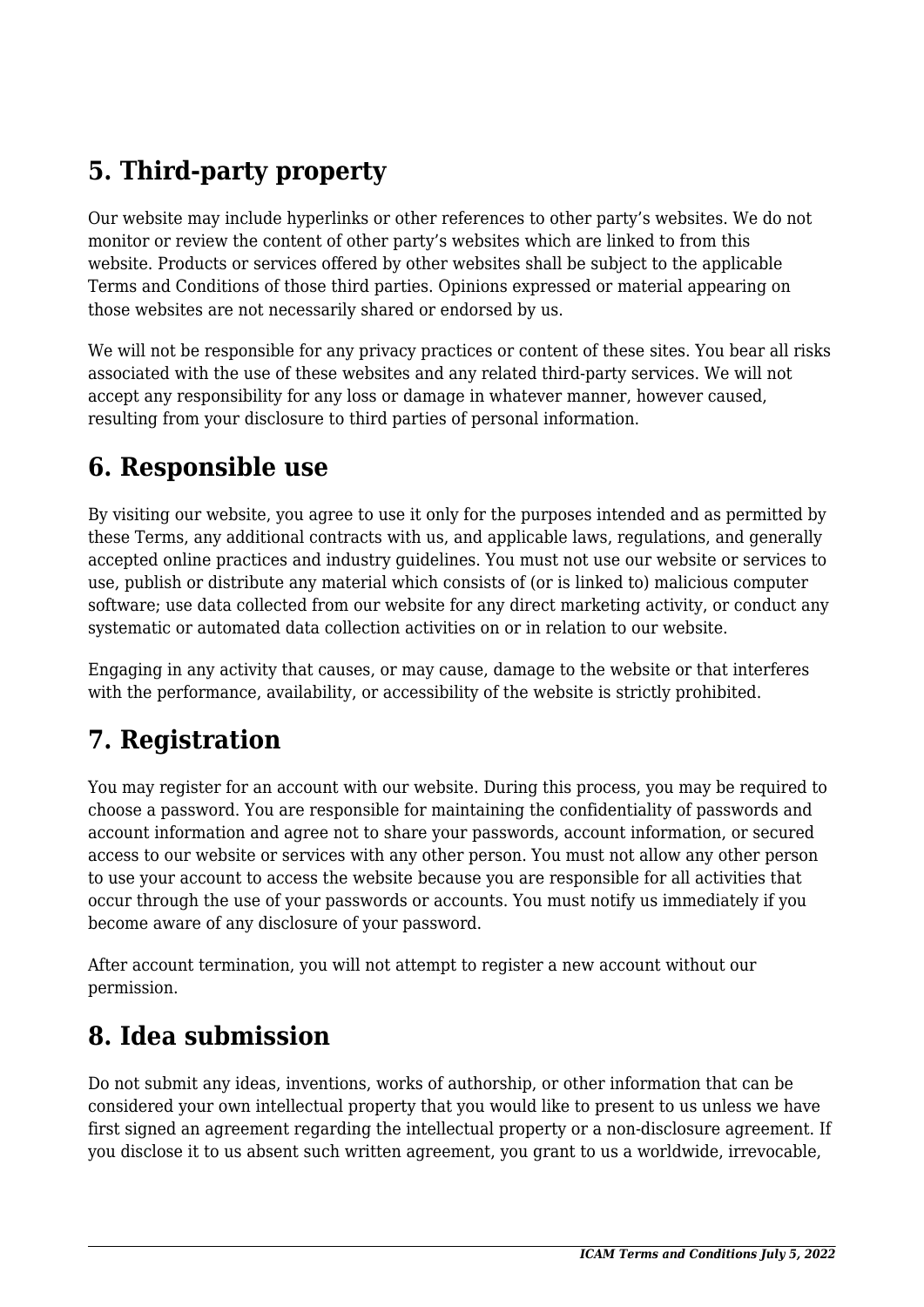## 5. Third-party property

Our website may include hyperlinks or other references to other party's websites. We do not monitor or review the content of other party's websites which are linked to from this website. Products or services offered by other websites shall be subject to the applicable Terms and Conditions of those third parties. Opinions expressed or material appearing on those websites are not necessarily shared or endorsed by us.

We will not be responsible for any privacy practices or content of these sites. You bear all risks associated with the use of these websites and any related third-party services. We will not accept any responsibility for any loss or damage in whatever manner, however caused, resulting from your disclosure to third parties of personal information.

## 6. Responsible use

By visiting our website, you agree to use it only for the purposes intended and as permitted by these Terms, any additional contracts with us, and applicable laws, regulations, and generally accepted online practices and industry guidelines. You must not use our website or services to use, publish or distribute any material which consists of (or is linked to) malicious computer software; use data collected from our website for any direct marketing activity, or conduct any systematic or automated data collection activities on or in relation to our website.

Engaging in any activity that causes, or may cause, damage to the website or that interferes with the performance, availability, or accessibility of the website is strictly prohibited.

## 7. Registration

You may register for an account with our website. During this process, you may be required to choose a password. You are responsible for maintaining the confidentiality of passwords and account information and agree not to share your passwords, account information, or secured access to our website or services with any other person. You must not allow any other person to use your account to access the website because you are responsible for all activities that occur through the use of your passwords or accounts. You must notify us immediately if you become aware of any disclosure of your password.

After account termination, you will not attempt to register a new account without our permission.

## 8. Idea submission

Do not submit any ideas, inventions, works of authorship, or other information that can be considered your own intellectual property that you would like to present to us unless we have first signed an agreement regarding the intellectual property or a non-disclosure agreement. If you disclose it to us absent such written agreement, you grant to us a worldwide, irrevocable,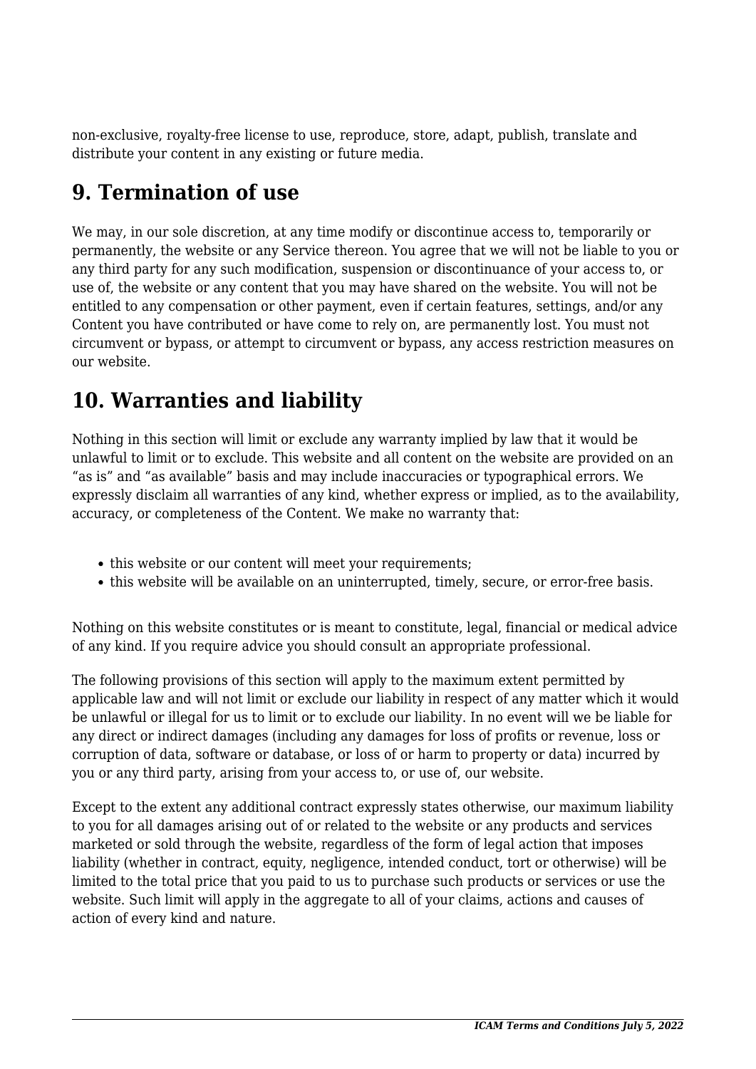non-exclusive, royalty-free license to use, reproduce, store, adapt, publish, translate and distribute your content in any existing or future media.

## 9. Termination of use

We may, in our sole discretion, at any time modify or discontinue access to, temporarily or permanently, the website or any Service thereon. You agree that we will not be liable to you or any third party for any such modification, suspension or discontinuance of your access to, or use of, the website or any content that you may have shared on the website. You will not be entitled to any compensation or other payment, even if certain features, settings, and/or any Content you have contributed or have come to rely on, are permanently lost. You must not circumvent or bypass, or attempt to circumvent or bypass, any access restriction measures on our website.

## 10. Warranties and liability

Nothing in this section will limit or exclude any warranty implied by law that it would be unlawful to limit or to exclude. This website and all content on the website are provided on an “as is” and “as available” basis and may include inaccuracies or typographical errors. We expressly disclaim all warranties of any kind, whether express or implied, as to the availability, accuracy, or completeness of the Content. We make no warranty that:

- this website or our content will meet your requirements;
- this website will be available on an uninterrupted, timely, secure, or error-free basis.

Nothing on this website constitutes or is meant to constitute, legal, financial or medical advice of any kind. If you require advice you should consult an appropriate professional.

The following provisions of this section will apply to the maximum extent permitted by applicable law and will not limit or exclude our liability in respect of any matter which it would be unlawful or illegal for us to limit or to exclude our liability. In no event will we be liable for any direct or indirect damages (including any damages for loss of profits or revenue, loss or corruption of data, software or database, or loss of or harm to property or data) incurred by you or any third party, arising from your access to, or use of, our website.

Except to the extent any additional contract expressly states otherwise, our maximum liability to you for all damages arising out of or related to the website or any products and services marketed or sold through the website, regardless of the form of legal action that imposes liability (whether in contract, equity, negligence, intended conduct, tort or otherwise) will be limited to the total price that you paid to us to purchase such products or services or use the website. Such limit will apply in the aggregate to all of your claims, actions and causes of action of every kind and nature.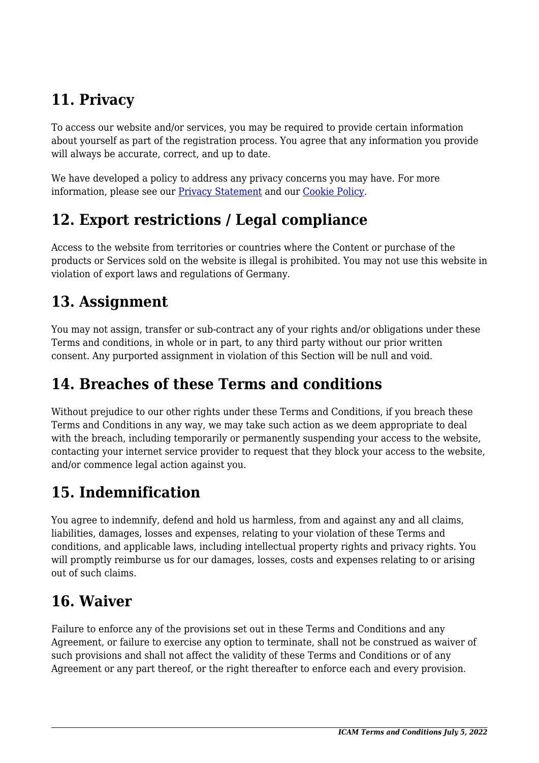## 11. Privacy

To access our website and/or services, you may be required to provide certain information about yourself as part of the registration process. You agree that any information you provide will always be accurate, correct, and up to date.

We have developed a policy to address any privacy concerns you may have. For more information, please see our [Privacy Statement] and our [Cookie Policy].

## 12. Export restrictions / Legal compliance

Access to the website from territories or countries where the Content or purchase of the products or Services sold on the website is illegal is prohibited. You may not use this website in violation of export laws and regulations of Germany.

## 13. Assignment

You may not assign, transfer or sub-contract any of your rights and/or obligations under these Terms and conditions, in whole or in part, to any third party without our prior written consent. Any purported assignment in violation of this Section will be null and void.

## 14. Breaches of these Terms and conditions

Without prejudice to our other rights under these Terms and Conditions, if you breach these Terms and Conditions in any way, we may take such action as we deem appropriate to deal with the breach, including temporarily or permanently suspending your access to the website, contacting your internet service provider to request that they block your access to the website, and/or commence legal action against you.

## 15. Indemnification

You agree to indemnify, defend and hold us harmless, from and against any and all claims, liabilities, damages, losses and expenses, relating to your violation of these Terms and conditions, and applicable laws, including intellectual property rights and privacy rights. You will promptly reimburse us for our damages, losses, costs and expenses relating to or arising out of such claims.

## 16. Waiver

Failure to enforce any of the provisions set out in these Terms and Conditions and any Agreement, or failure to exercise any option to terminate, shall not be construed as waiver of such provisions and shall not affect the validity of these Terms and Conditions or of any Agreement or any part thereof, or the right thereafter to enforce each and every provision.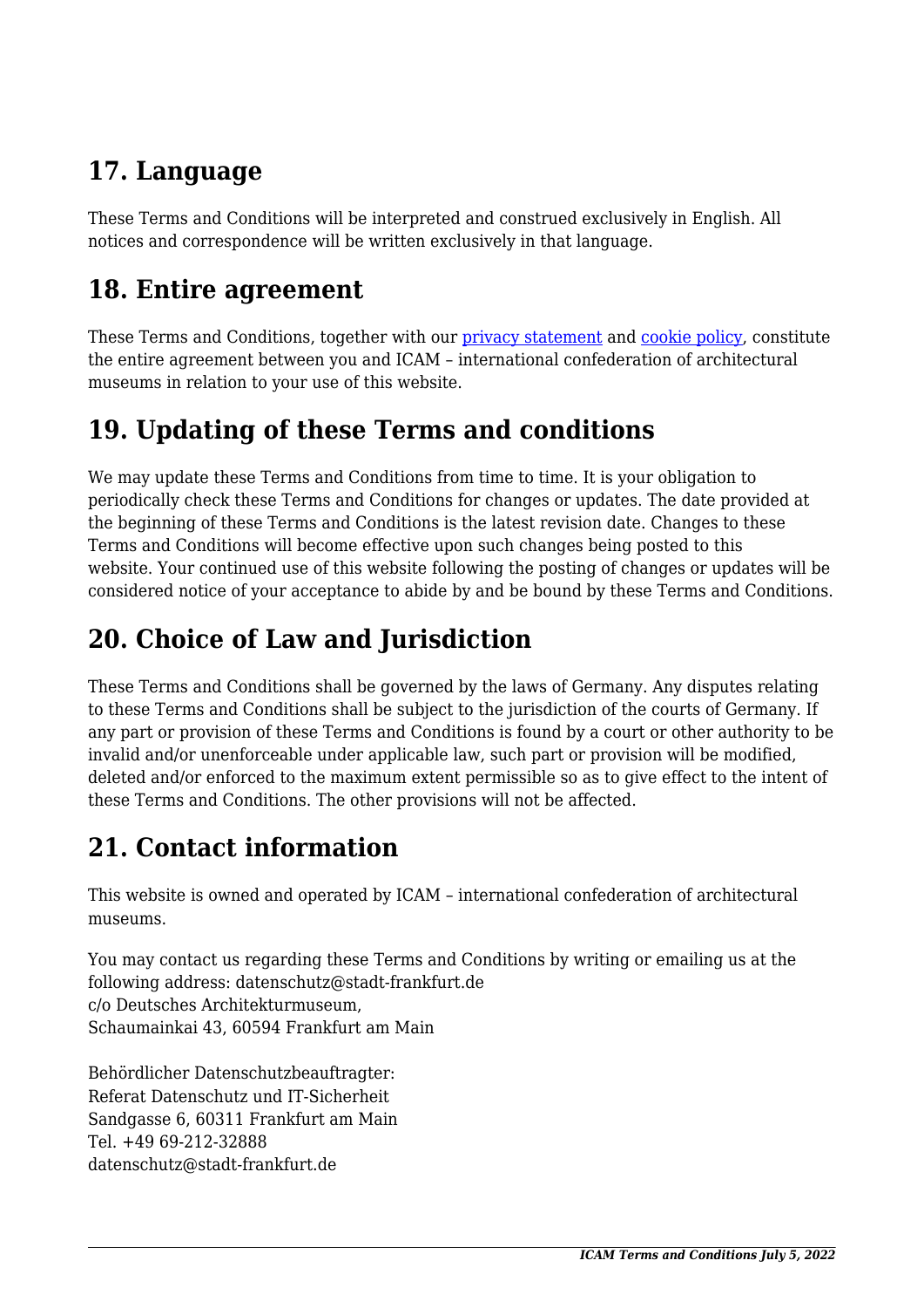## 17. Language

These Terms and Conditions will be interpreted and construed exclusively in English. All notices and correspondence will be written exclusively in that language.

## 18. Entire agreement

These Terms and Conditions, together with our privacy statement and cookie policy, constitute the entire agreement between you and ICAM – international confederation of architectural museums in relation to your use of this website.

## 19. Updating of these Terms and conditions

We may update these Terms and Conditions from time to time. It is your obligation to periodically check these Terms and Conditions for changes or updates. The date provided at the beginning of these Terms and Conditions is the latest revision date. Changes to these Terms and Conditions will become effective upon such changes being posted to this website. Your continued use of this website following the posting of changes or updates will be considered notice of your acceptance to abide by and be bound by these Terms and Conditions.

## 20. Choice of Law and Jurisdiction

These Terms and Conditions shall be governed by the laws of Germany. Any disputes relating to these Terms and Conditions shall be subject to the jurisdiction of the courts of Germany. If any part or provision of these Terms and Conditions is found by a court or other authority to be invalid and/or unenforceable under applicable law, such part or provision will be modified, deleted and/or enforced to the maximum extent permissible so as to give effect to the intent of these Terms and Conditions. The other provisions will not be affected.

## 21. Contact information

This website is owned and operated by ICAM – international confederation of architectural museums.

You may contact us regarding these Terms and Conditions by writing or emailing us at the following address: datenschutz@stadt-frankfurt.de
c/o Deutsches Architekturmuseum,
Schaumainkai 43, 60594 Frankfurt am Main

Behördlicher Datenschutzbeauftragter:
Referat Datenschutz und IT-Sicherheit
Sandgasse 6, 60311 Frankfurt am Main
Tel. +49 69-212-32888
datenschutz@stadt-frankfurt.de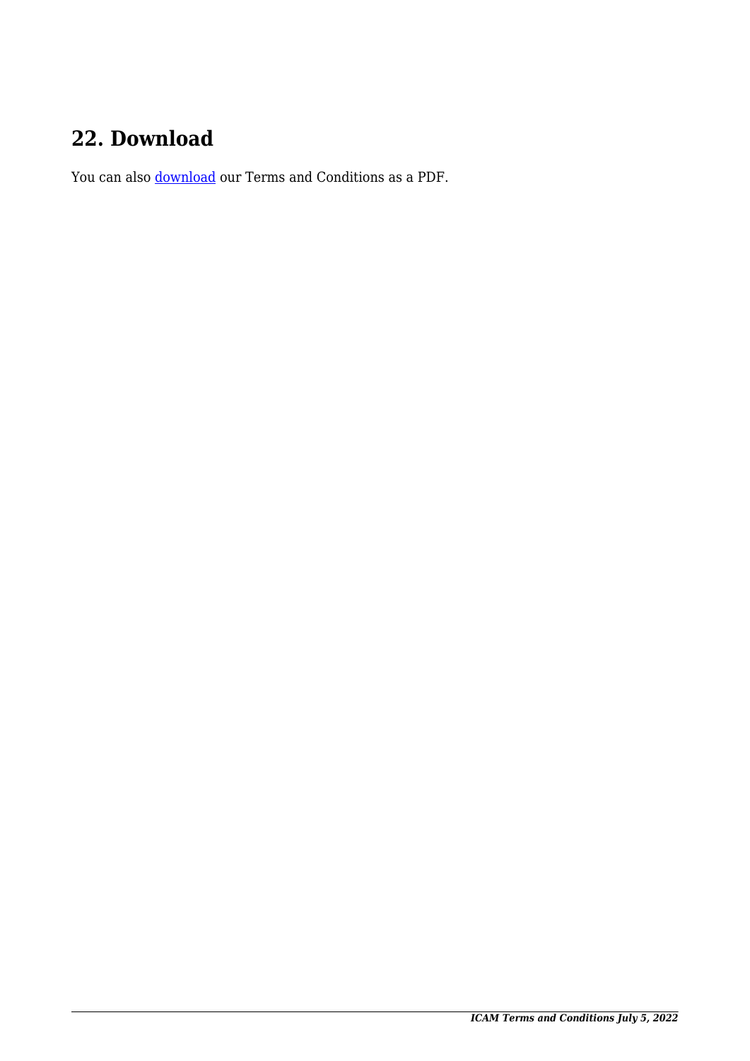## 22. Download

You can also download our Terms and Conditions as a PDF.